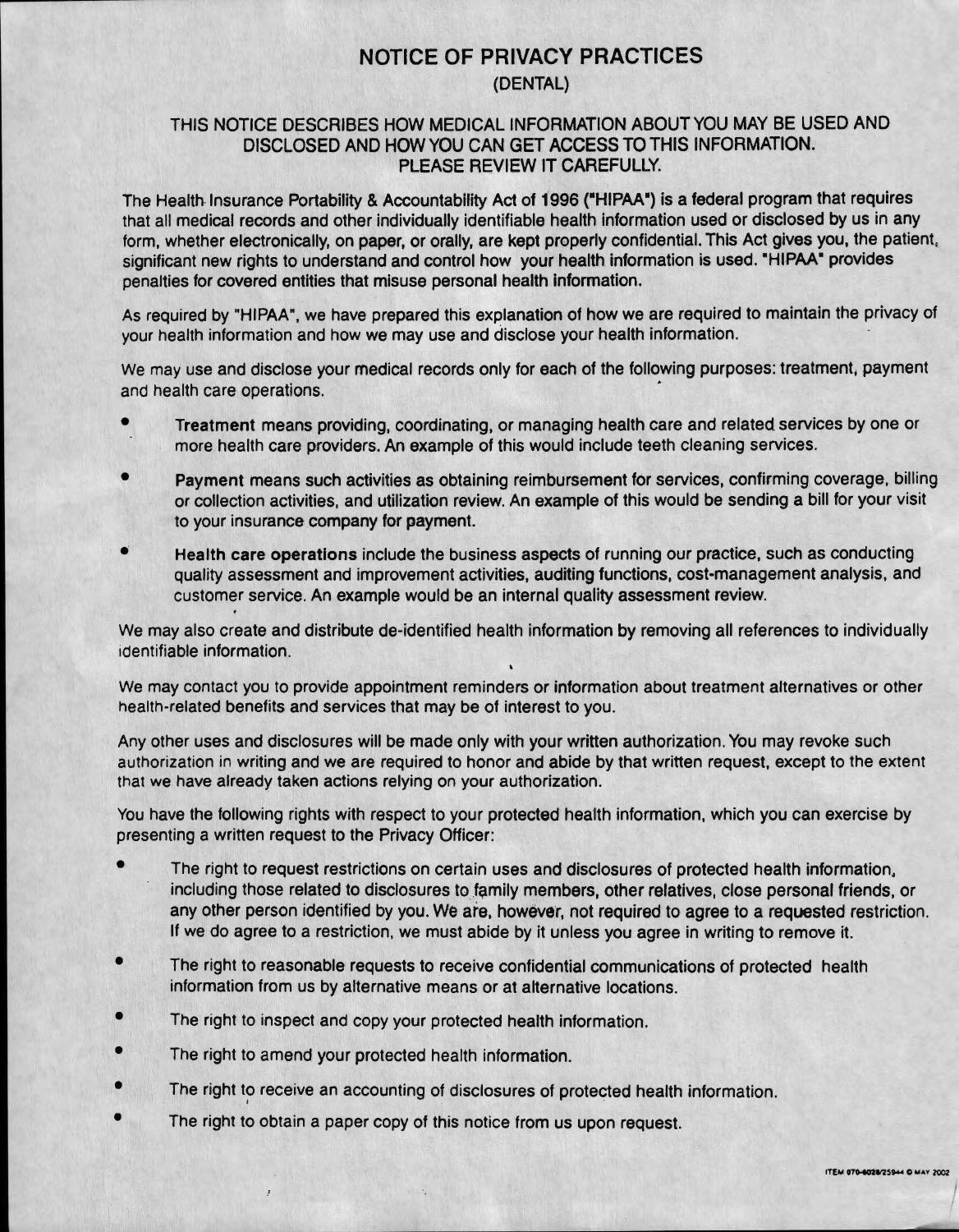# NOTICE OF PRIVACY PRACTICES

## (DENTAL)

### THIS NOTICE DESCRIBES HOW MEDICAL INFORMATION ABOUT YOU MAY BE USED AND DISCLOSED AND HOW YOU CAN GET ACCESS TO THIS INFORMATION. PLEASE REVIEW IT CAREFULLY.

The Health Insurance Portability & Accountability Act of 1996 ("HIPAA") is a federal program that requires that all medical records and other individually identifiable health information used or disclosed by us in any form, whether electronically, on paper, or orally, are kept properly confidential. This Act gives you, the patient, significant new rights to understand and control how your health information is used. "HIPAA" provides penalties for covered entities that misuse personal health information.

As required by "HIPAA", we have prepared this explanation of how we are required to maintain the privacy of your health information and how we may use and disclose your health information.

We may use and disclose your medical records only for each of the following purposes: treatment, payment and health care operations.

- **Treatment** means providing, coordinating, or managing health care and related services by one or more health care providers. An example of this would include teeth cleaning services.
- **Payment** means such activities as obtaining reimbursement for services, confirming coverage, billing or collection activities, and utilization review. An example of this would be sending a bill for your visit to your insurance company for payment.
- **Health care operations** include the business aspects of running our practice, such as conducting quality assessment and improvement activities, auditing functions, cost-management analysis, and customer service. An example would be an internal quality assessment review.

We may also create and distribute de-identified health information by removing all references to individually identifiable information.

We may contact you to provide appointment reminders or information about treatment alternatives or other health-related benefits and services that may be of interest to you.

Any other uses and disclosures will be made only with your written authorization. You may revoke such authorization in writing and we are required to honor and abide by that written request, except to the extent that we have already taken actions relying on your authorization.

You have the following rights with respect to your protected health information, which you can exercise by presenting a written request to the Privacy Officer:

- The right to request restrictions on certain uses and disclosures of protected health information, including those related to disclosures to family members, other relatives, close personal friends, or any other person identified by you. We are, however, not required to agree to a requested restriction. If we do agree to a restriction, we must abide by it unless you agree in writing to remove it.
- The right to reasonable requests to receive confidential communications of protected health information from us by alternative means or at alternative locations.
- The right to inspect and copy your protected health information.
- The right to amend your protected health information.
- The right to receive an accounting of disclosures of protected health information.
- The right to obtain a paper copy of this notice from us upon request.

ITEM 070-6028/25944 © MAY 2002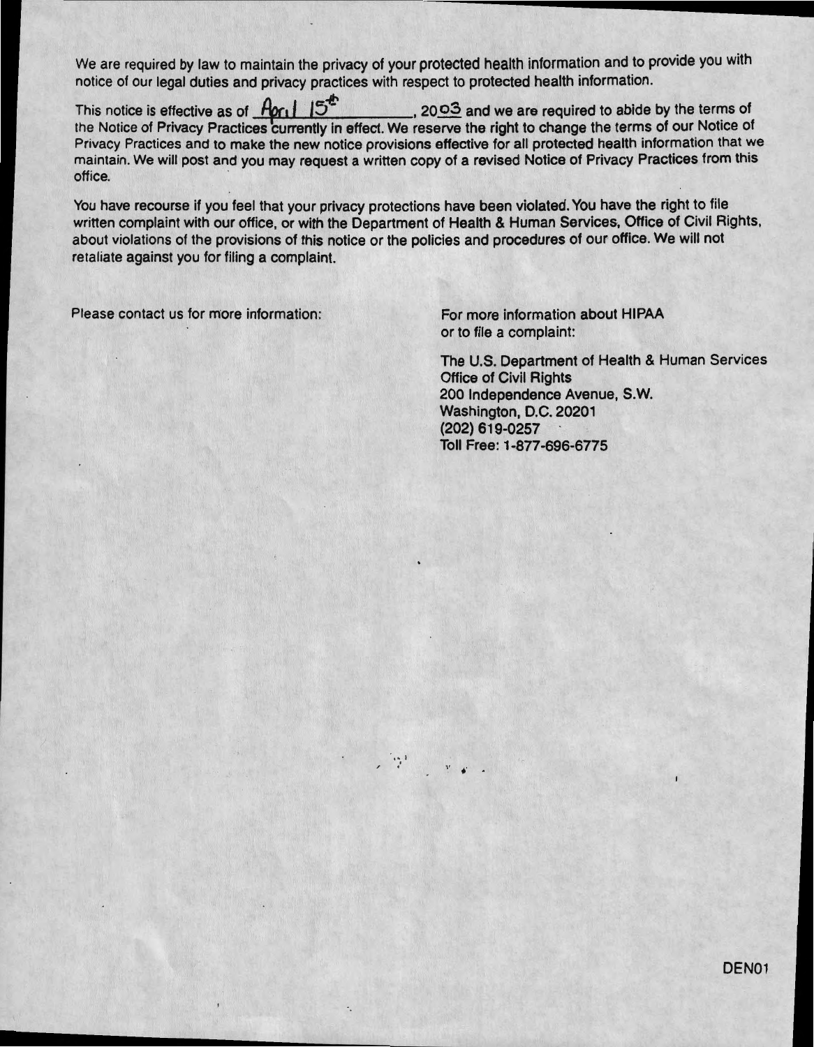We are required by law to maintain the privacy of your protected health information and to provide you with notice of our legal duties and privacy practices with respect to protected health information.

This notice is effective as of April 15th, 2003 and we are required to abide by the terms of the Notice of Privacy Practices currently in effect. We reserve the right to change the terms of our Notice of Privacy Practices and to make the new notice provisions effective for all protected health information that we maintain. We will post and you may request a written copy of a revised Notice of Privacy Practices from this office.

You have recourse if you feel that your privacy protections have been violated. You have the right to file written complaint with our office, or with the Department of Health & Human Services, Office of Civil Rights, about violations of the provisions of this notice or the policies and procedures of our office. We will not retaliate against you for filing a complaint.

Please contact us for more information:

For more information about HIPAA or to file a complaint:

The U.S. Department of Health & Human Services
Office of Civil Rights
200 Independence Avenue, S.W.
Washington, D.C. 20201
(202) 619-0257
Toll Free: 1-877-696-6775

DEN01